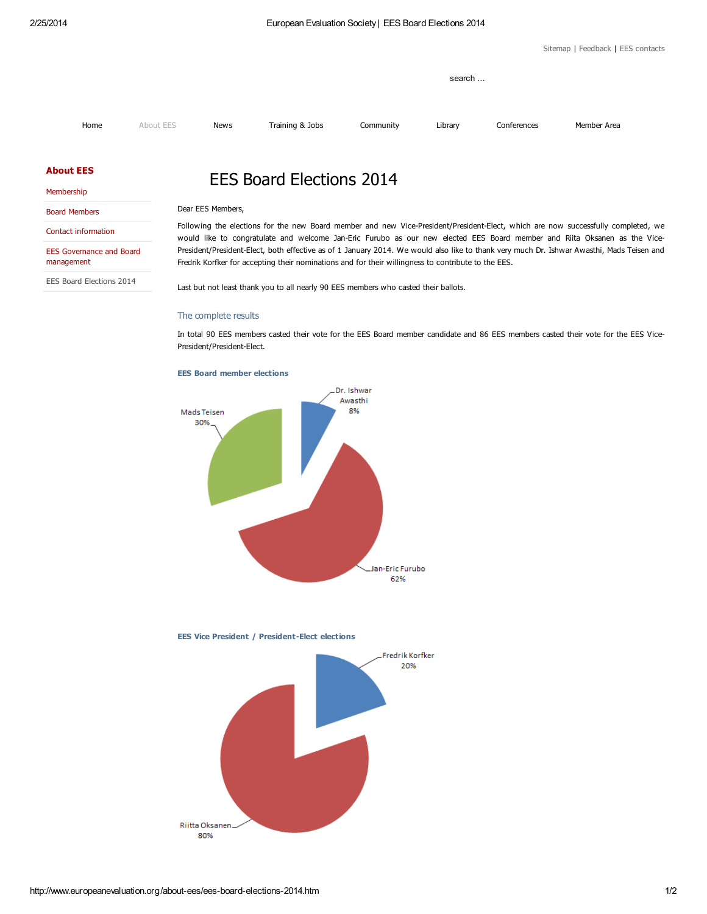Sitemap | Feedback | EES contacts

search ...

Home | About EES | News | Training & Jobs | Community | Library | Conferences | Member Area

**About EES**

- Membership
- Board Members
- Contact information
- EES Governance and Board management
- EES Board Elections 2014

# EES Board Elections 2014

Dear EES Members,

Following the elections for the new Board member and new Vice-President/President-Elect, which are now successfully completed, we would like to congratulate and welcome Jan-Eric Furubo as our new elected EES Board member and Riita Oksanen as the Vice-President/President-Elect, both effective as of 1 January 2014. We would also like to thank very much Dr. Ishwar Awasthi, Mads Teisen and Fredrik Korfker for accepting their nominations and for their willingness to contribute to the EES.

Last but not least thank you to all nearly 90 EES members who casted their ballots.

## The complete results

In total 90 EES members casted their vote for the EES Board member candidate and 86 EES members casted their vote for the EES Vice-President/President-Elect.

### EES Board member elections

Dr. Ishwar Awasthi 8%

Mads Teisen 30%

Jan-Eric Furubo 62%

### EES Vice President / President-Elect elections

Fredrik Korfker 20%

Riitta Oksanen 80%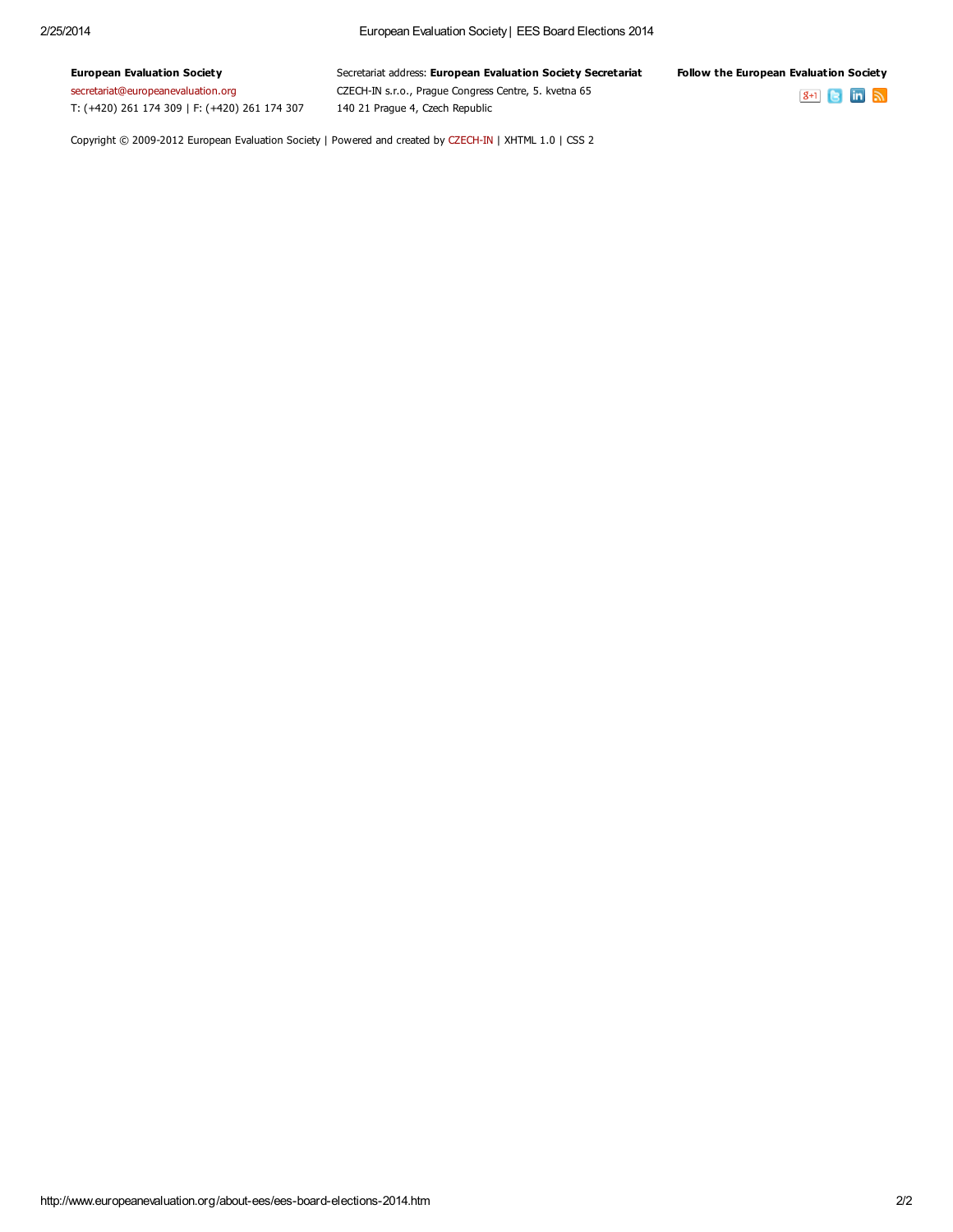**European Evaluation Society**
secretariat@europeanevaluation.org
T: (+420) 261 174 309 | F: (+420) 261 174 307

Secretariat address: **European Evaluation Society Secretariat**
CZECH-IN s.r.o., Prague Congress Centre, 5. kvetna 65
140 21 Prague 4, Czech Republic

**Follow the European Evaluation Society**

Copyright © 2009-2012 European Evaluation Society | Powered and created by CZECH-IN | XHTML 1.0 | CSS 2